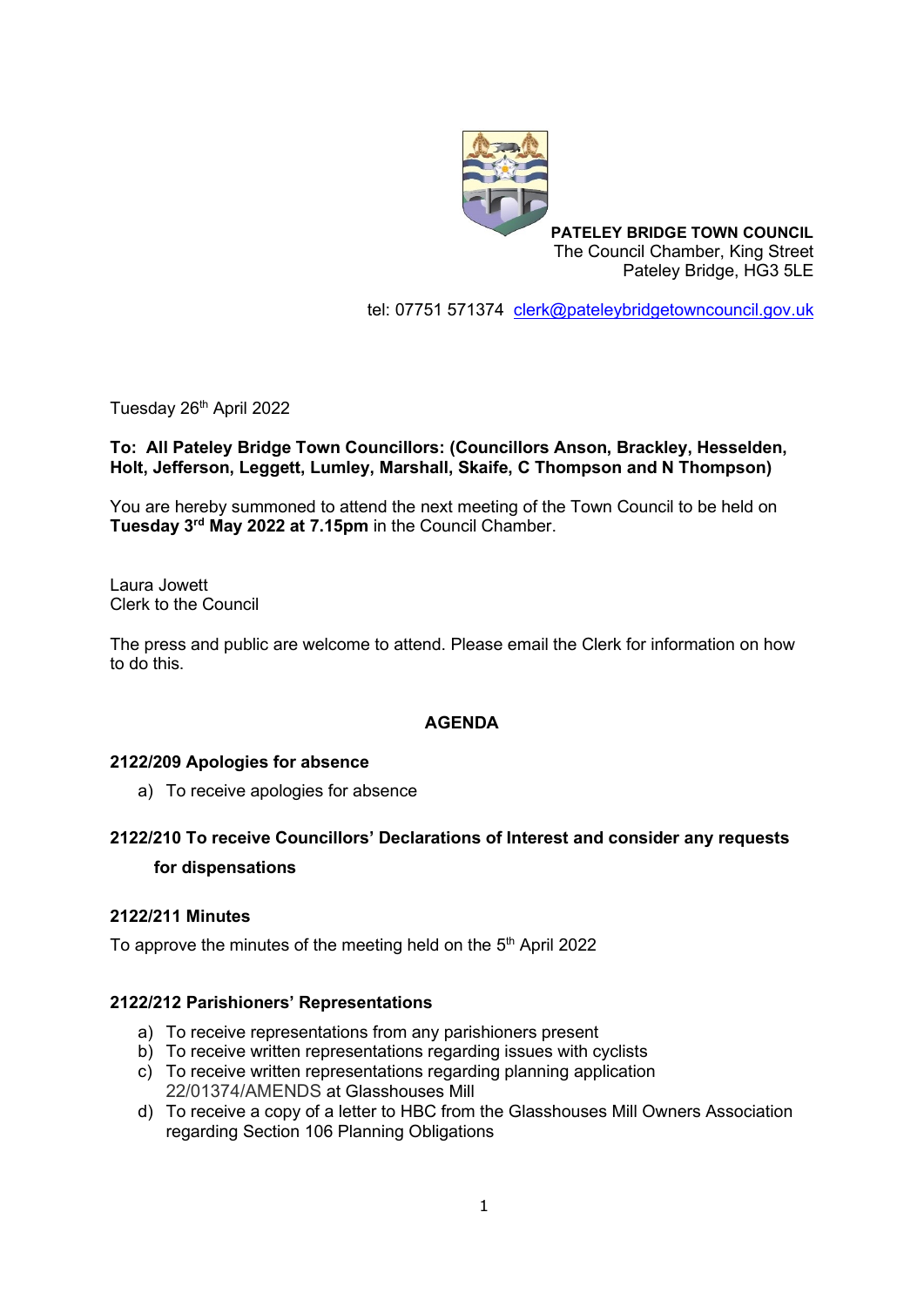**PATELEY BRIDGE TOWN COUNCIL**
The Council Chamber, King Street
Pateley Bridge, HG3 5LE

tel: 07751 571374 clerk@pateleybridgetowncouncil.gov.uk

Tuesday 26th April 2022

**To: All Pateley Bridge Town Councillors: (Councillors Anson, Brackley, Hesselden, Holt, Jefferson, Leggett, Lumley, Marshall, Skaife, C Thompson and N Thompson)**

You are hereby summoned to attend the next meeting of the Town Council to be held on **Tuesday 3rd May 2022 at 7.15pm** in the Council Chamber.

Laura Jowett
Clerk to the Council

The press and public are welcome to attend. Please email the Clerk for information on how to do this.

## AGENDA

### 2122/209 Apologies for absence

a) To receive apologies for absence

### 2122/210 To receive Councillors' Declarations of Interest and consider any requests for dispensations

### 2122/211 Minutes

To approve the minutes of the meeting held on the 5th April 2022

### 2122/212 Parishioners' Representations

a) To receive representations from any parishioners present
b) To receive written representations regarding issues with cyclists
c) To receive written representations regarding planning application 22/01374/AMENDS at Glasshouses Mill
d) To receive a copy of a letter to HBC from the Glasshouses Mill Owners Association regarding Section 106 Planning Obligations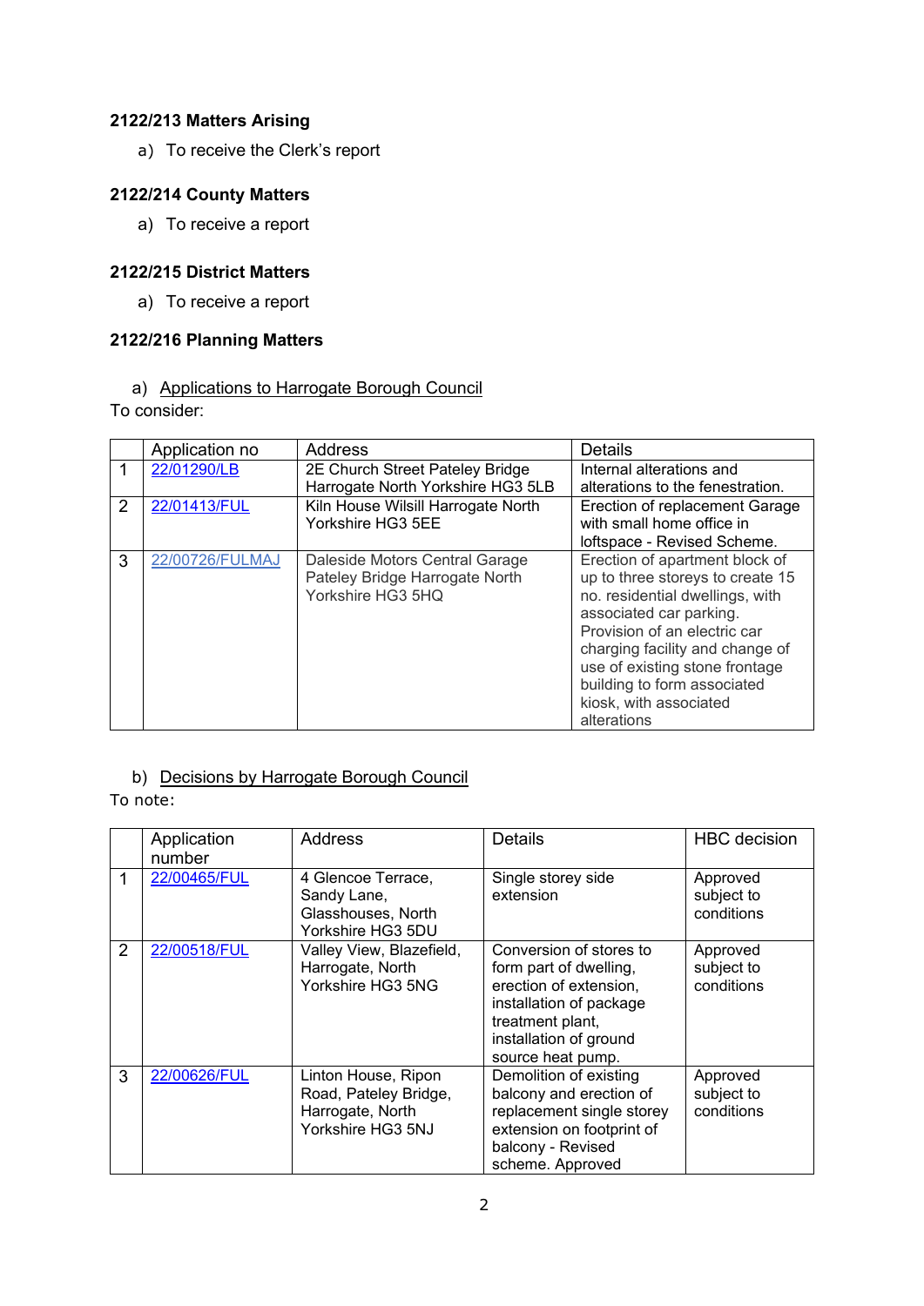**2122/213 Matters Arising**

a) To receive the Clerk's report

**2122/214 County Matters**

a) To receive a report

**2122/215 District Matters**

a) To receive a report

**2122/216 Planning Matters**

a) Applications to Harrogate Borough Council

To consider:

| | Application no | Address | Details |
|---|---|---|---|
| 1 | 22/01290/LB | 2E Church Street Pateley Bridge Harrogate North Yorkshire HG3 5LB | Internal alterations and alterations to the fenestration. |
| 2 | 22/01413/FUL | Kiln House Wilsill Harrogate North Yorkshire HG3 5EE | Erection of replacement Garage with small home office in loftspace - Revised Scheme. |
| 3 | 22/00726/FULMAJ | Daleside Motors Central Garage Pateley Bridge Harrogate North Yorkshire HG3 5HQ | Erection of apartment block of up to three storeys to create 15 no. residential dwellings, with associated car parking. Provision of an electric car charging facility and change of use of existing stone frontage building to form associated kiosk, with associated alterations |

b) Decisions by Harrogate Borough Council

To note:

| | Application number | Address | Details | HBC decision |
|---|---|---|---|---|
| 1 | 22/00465/FUL | 4 Glencoe Terrace, Sandy Lane, Glasshouses, North Yorkshire HG3 5DU | Single storey side extension | Approved subject to conditions |
| 2 | 22/00518/FUL | Valley View, Blazefield, Harrogate, North Yorkshire HG3 5NG | Conversion of stores to form part of dwelling, erection of extension, installation of package treatment plant, installation of ground source heat pump. | Approved subject to conditions |
| 3 | 22/00626/FUL | Linton House, Ripon Road, Pateley Bridge, Harrogate, North Yorkshire HG3 5NJ | Demolition of existing balcony and erection of replacement single storey extension on footprint of balcony - Revised scheme. Approved | Approved subject to conditions |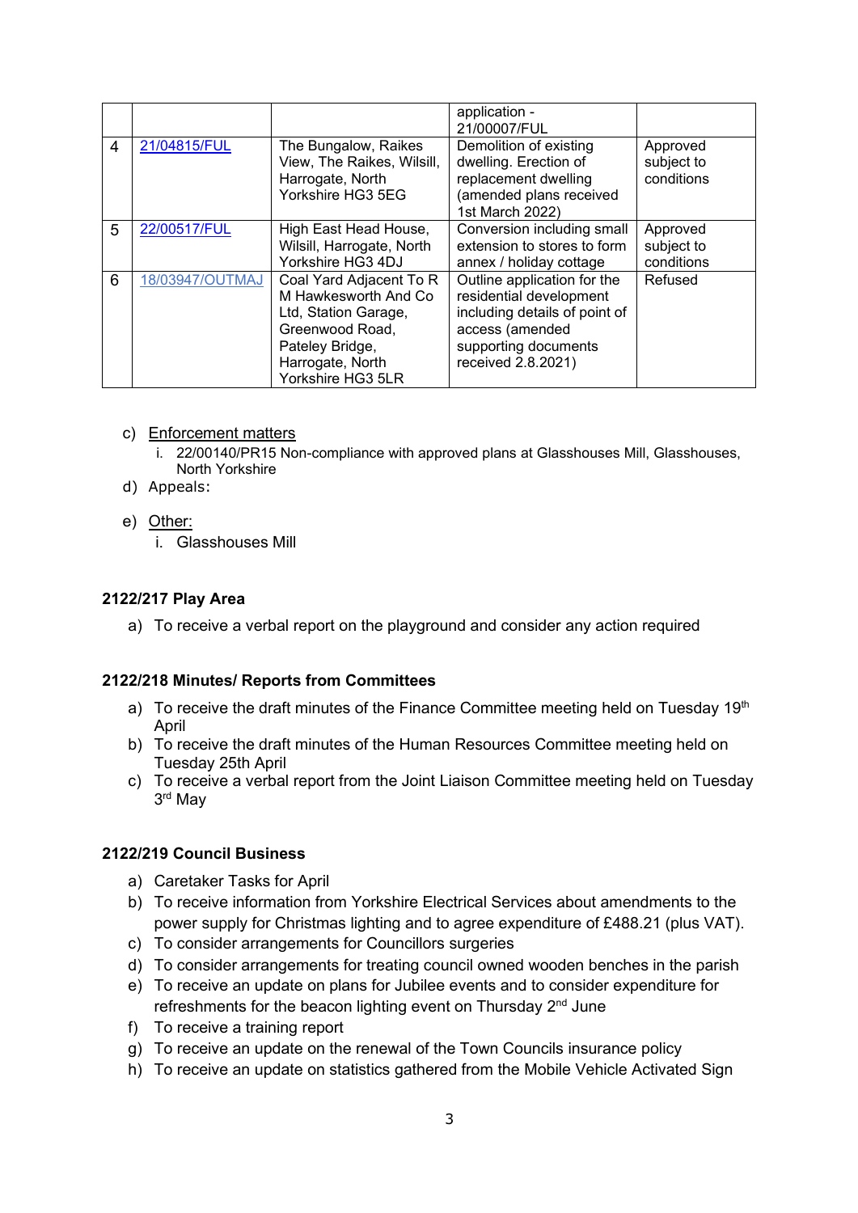| | | | | |
|---|---|---|---|---|
| | | | application - 21/00007/FUL | |
| 4 | 21/04815/FUL | The Bungalow, Raikes View, The Raikes, Wilsill, Harrogate, North Yorkshire HG3 5EG | Demolition of existing dwelling. Erection of replacement dwelling (amended plans received 1st March 2022) | Approved subject to conditions |
| 5 | 22/00517/FUL | High East Head House, Wilsill, Harrogate, North Yorkshire HG3 4DJ | Conversion including small extension to stores to form annex / holiday cottage | Approved subject to conditions |
| 6 | 18/03947/OUTMAJ | Coal Yard Adjacent To R M Hawkesworth And Co Ltd, Station Garage, Greenwood Road, Pateley Bridge, Harrogate, North Yorkshire HG3 5LR | Outline application for the residential development including details of point of access (amended supporting documents received 2.8.2021) | Refused |

c) Enforcement matters
   i. 22/00140/PR15 Non-compliance with approved plans at Glasshouses Mill, Glasshouses, North Yorkshire

d) Appeals:

e) Other:
   i. Glasshouses Mill

**2122/217 Play Area**

a) To receive a verbal report on the playground and consider any action required

**2122/218 Minutes/ Reports from Committees**

a) To receive the draft minutes of the Finance Committee meeting held on Tuesday 19th April
b) To receive the draft minutes of the Human Resources Committee meeting held on Tuesday 25th April
c) To receive a verbal report from the Joint Liaison Committee meeting held on Tuesday 3rd May

**2122/219 Council Business**

a) Caretaker Tasks for April
b) To receive information from Yorkshire Electrical Services about amendments to the power supply for Christmas lighting and to agree expenditure of £488.21 (plus VAT).
c) To consider arrangements for Councillors surgeries
d) To consider arrangements for treating council owned wooden benches in the parish
e) To receive an update on plans for Jubilee events and to consider expenditure for refreshments for the beacon lighting event on Thursday 2nd June
f) To receive a training report
g) To receive an update on the renewal of the Town Councils insurance policy
h) To receive an update on statistics gathered from the Mobile Vehicle Activated Sign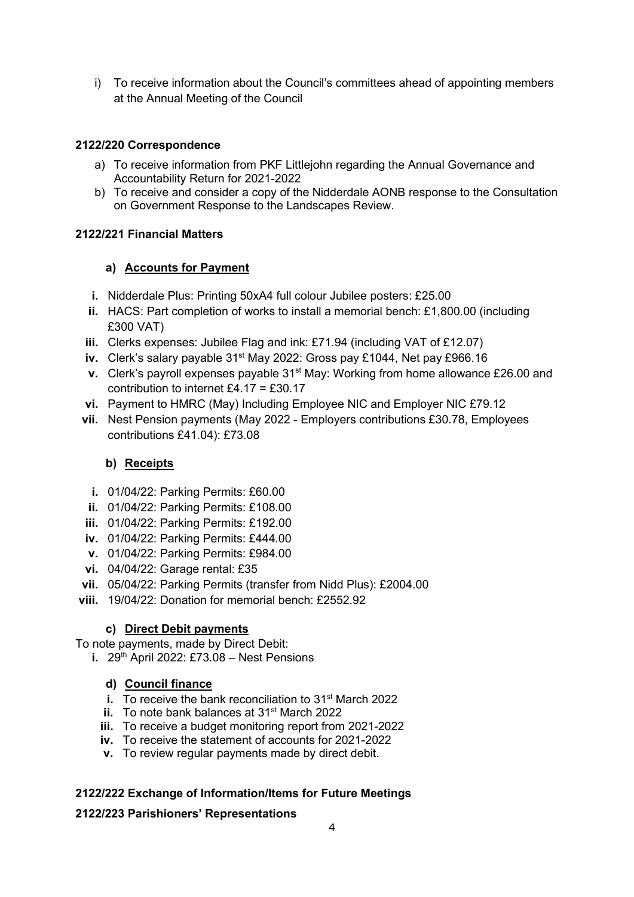i) To receive information about the Council's committees ahead of appointing members at the Annual Meeting of the Council

**2122/220 Correspondence**

a) To receive information from PKF Littlejohn regarding the Annual Governance and Accountability Return for 2021-2022
b) To receive and consider a copy of the Nidderdale AONB response to the Consultation on Government Response to the Landscapes Review.

**2122/221 Financial Matters**

**a) Accounts for Payment**

i. Nidderdale Plus: Printing 50xA4 full colour Jubilee posters: £25.00
ii. HACS: Part completion of works to install a memorial bench: £1,800.00 (including £300 VAT)
iii. Clerks expenses: Jubilee Flag and ink: £71.94 (including VAT of £12.07)
iv. Clerk's salary payable 31st May 2022: Gross pay £1044, Net pay £966.16
v. Clerk's payroll expenses payable 31st May: Working from home allowance £26.00 and contribution to internet £4.17 = £30.17
vi. Payment to HMRC (May) Including Employee NIC and Employer NIC £79.12
vii. Nest Pension payments (May 2022 - Employers contributions £30.78, Employees contributions £41.04): £73.08

**b) Receipts**

i. 01/04/22: Parking Permits: £60.00
ii. 01/04/22: Parking Permits: £108.00
iii. 01/04/22: Parking Permits: £192.00
iv. 01/04/22: Parking Permits: £444.00
v. 01/04/22: Parking Permits: £984.00
vi. 04/04/22: Garage rental: £35
vii. 05/04/22: Parking Permits (transfer from Nidd Plus): £2004.00
viii. 19/04/22: Donation for memorial bench: £2552.92

**c) Direct Debit payments**

To note payments, made by Direct Debit:

i. 29th April 2022: £73.08 – Nest Pensions

**d) Council finance**

i. To receive the bank reconciliation to 31st March 2022
ii. To note bank balances at 31st March 2022
iii. To receive a budget monitoring report from 2021-2022
iv. To receive the statement of accounts for 2021-2022
v. To review regular payments made by direct debit.

**2122/222 Exchange of Information/Items for Future Meetings**

**2122/223 Parishioners' Representations**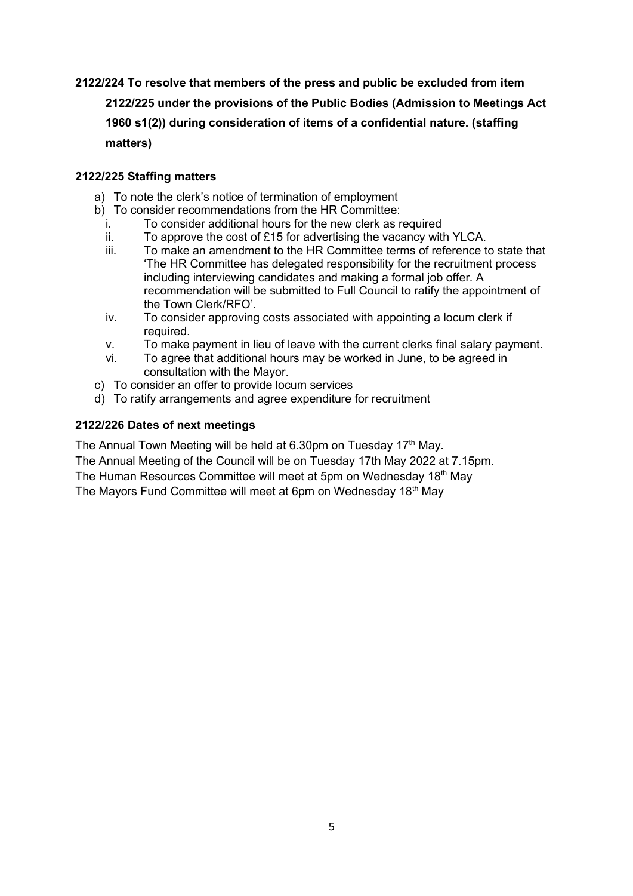**2122/224 To resolve that members of the press and public be excluded from item 2122/225 under the provisions of the Public Bodies (Admission to Meetings Act 1960 s1(2)) during consideration of items of a confidential nature. (staffing matters)**

**2122/225 Staffing matters**

a) To note the clerk's notice of termination of employment
b) To consider recommendations from the HR Committee:
   i. To consider additional hours for the new clerk as required
   ii. To approve the cost of £15 for advertising the vacancy with YLCA.
   iii. To make an amendment to the HR Committee terms of reference to state that 'The HR Committee has delegated responsibility for the recruitment process including interviewing candidates and making a formal job offer. A recommendation will be submitted to Full Council to ratify the appointment of the Town Clerk/RFO'.
   iv. To consider approving costs associated with appointing a locum clerk if required.
   v. To make payment in lieu of leave with the current clerks final salary payment.
   vi. To agree that additional hours may be worked in June, to be agreed in consultation with the Mayor.
c) To consider an offer to provide locum services
d) To ratify arrangements and agree expenditure for recruitment

**2122/226 Dates of next meetings**

The Annual Town Meeting will be held at 6.30pm on Tuesday 17th May.
The Annual Meeting of the Council will be on Tuesday 17th May 2022 at 7.15pm.
The Human Resources Committee will meet at 5pm on Wednesday 18th May
The Mayors Fund Committee will meet at 6pm on Wednesday 18th May